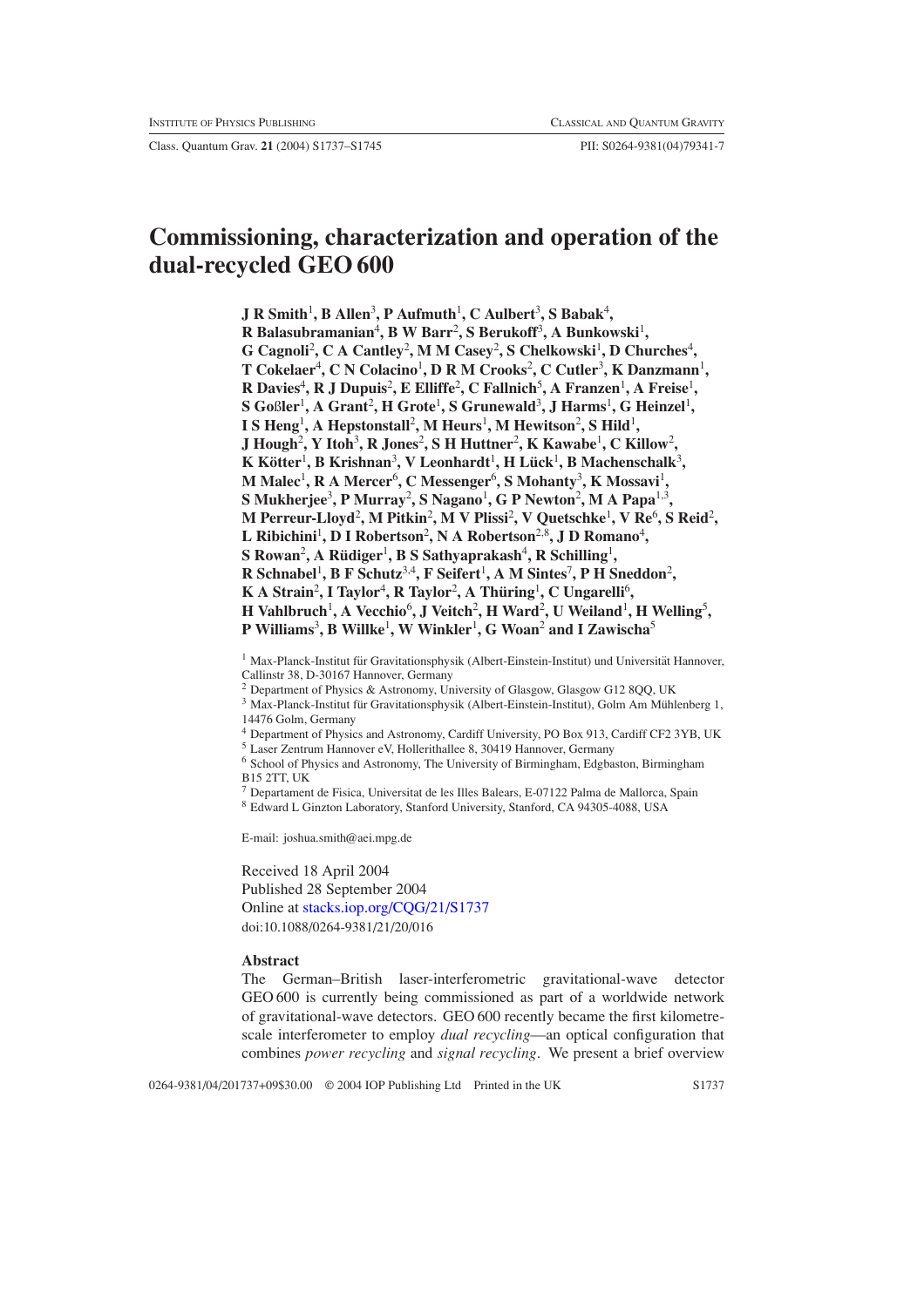# Commissioning, characterization and operation of the dual-recycled GEO 600

**J R Smith[1], B Allen[3], P Aufmuth[1], C Aulbert[3], S Babak[4], R Balasubramanian[4], B W Barr[2], S Berukoff[3], A Bunkowski[1], G Cagnoli[2], C A Cantley[2], M M Casey[2], S Chelkowski[1], D Churches[4], T Cokelaer[4], C N Colacino[1], D R M Crooks[2], C Cutler[3], K Danzmann[1], R Davies[4], R J Dupuis[2], E Elliffe[2], C Fallnich[5], A Franzen[1], A Freise[1], S Goßler[1], A Grant[2], H Grote[1], S Grunewald[3], J Harms[1], G Heinzel[1], I S Heng[1], A Hepstonstall[2], M Heurs[1], M Hewitson[2], S Hild[1], J Hough[2], Y Itoh[3], R Jones[2], S H Huttner[2], K Kawabe[1], C Killow[2], K Kötter[1], B Krishnan[3], V Leonhardt[1], H Lück[1], B Machenschalk[3], M Malec[1], R A Mercer[6], C Messenger[6], S Mohanty[3], K Mossavi[1], S Mukherjee[3], P Murray[2], S Nagano[1], G P Newton[2], M A Papa[1,3], M Perreur-Lloyd[2], M Pitkin[2], M V Plissi[2], V Quetschke[1], V Re[6], S Reid[2], L Ribichini[1], D I Robertson[2], N A Robertson[2,8], J D Romano[4], S Rowan[2], A Rüdiger[1], B S Sathyaprakash[4], R Schilling[1], R Schnabel[1], B F Schutz[3,4], F Seifert[1], A M Sintes[7], P H Sneddon[2], K A Strain[2], I Taylor[4], R Taylor[2], A Thüring[1], C Ungarelli[6], H Vahlbruch[1], A Vecchio[6], J Veitch[2], H Ward[2], U Weiland[1], H Welling[5], P Williams[3], B Willke[1], W Winkler[1], G Woan[2] and I Zawischa[5]**

[1] Max-Planck-Institut für Gravitationsphysik (Albert-Einstein-Institut) und Universität Hannover, Callinstr 38, D-30167 Hannover, Germany
[2] Department of Physics & Astronomy, University of Glasgow, Glasgow G12 8QQ, UK
[3] Max-Planck-Institut für Gravitationsphysik (Albert-Einstein-Institut), Golm Am Mühlenberg 1, 14476 Golm, Germany
[4] Department of Physics and Astronomy, Cardiff University, PO Box 913, Cardiff CF2 3YB, UK
[5] Laser Zentrum Hannover eV, Hollerithallee 8, 30419 Hannover, Germany
[6] School of Physics and Astronomy, The University of Birmingham, Edgbaston, Birmingham B15 2TT, UK
[7] Departament de Fisica, Universitat de les Illes Balears, E-07122 Palma de Mallorca, Spain
[8] Edward L Ginzton Laboratory, Stanford University, Stanford, CA 94305-4088, USA

E-mail: joshua.smith@aei.mpg.de

Received 18 April 2004
Published 28 September 2004
Online at stacks.iop.org/CQG/21/S1737
doi:10.1088/0264-9381/21/20/016

**Abstract**

The German–British laser-interferometric gravitational-wave detector GEO 600 is currently being commissioned as part of a worldwide network of gravitational-wave detectors. GEO 600 recently became the first kilometre-scale interferometer to employ *dual recycling*—an optical configuration that combines *power recycling* and *signal recycling*. We present a brief overview

0264-9381/04/201737+09$30.00 © 2004 IOP Publishing Ltd Printed in the UK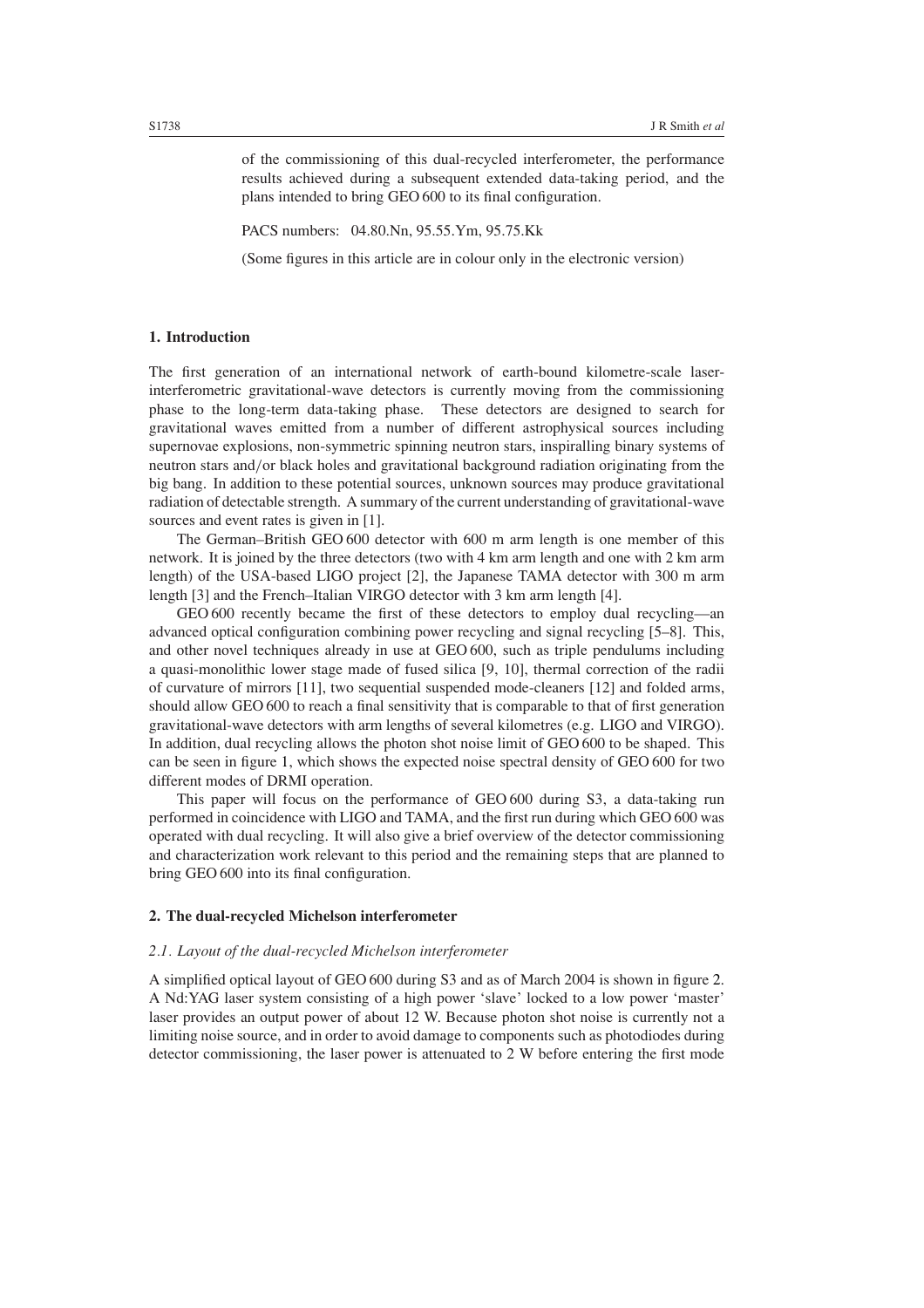of the commissioning of this dual-recycled interferometer, the performance results achieved during a subsequent extended data-taking period, and the plans intended to bring GEO 600 to its final configuration.

PACS numbers: 04.80.Nn, 95.55.Ym, 95.75.Kk

(Some figures in this article are in colour only in the electronic version)

## 1. Introduction

The first generation of an international network of earth-bound kilometre-scale laser-interferometric gravitational-wave detectors is currently moving from the commissioning phase to the long-term data-taking phase. These detectors are designed to search for gravitational waves emitted from a number of different astrophysical sources including supernovae explosions, non-symmetric spinning neutron stars, inspiralling binary systems of neutron stars and/or black holes and gravitational background radiation originating from the big bang. In addition to these potential sources, unknown sources may produce gravitational radiation of detectable strength. A summary of the current understanding of gravitational-wave sources and event rates is given in [1].

The German–British GEO 600 detector with 600 m arm length is one member of this network. It is joined by the three detectors (two with 4 km arm length and one with 2 km arm length) of the USA-based LIGO project [2], the Japanese TAMA detector with 300 m arm length [3] and the French–Italian VIRGO detector with 3 km arm length [4].

GEO 600 recently became the first of these detectors to employ dual recycling—an advanced optical configuration combining power recycling and signal recycling [5–8]. This, and other novel techniques already in use at GEO 600, such as triple pendulums including a quasi-monolithic lower stage made of fused silica [9, 10], thermal correction of the radii of curvature of mirrors [11], two sequential suspended mode-cleaners [12] and folded arms, should allow GEO 600 to reach a final sensitivity that is comparable to that of first generation gravitational-wave detectors with arm lengths of several kilometres (e.g. LIGO and VIRGO). In addition, dual recycling allows the photon shot noise limit of GEO 600 to be shaped. This can be seen in figure 1, which shows the expected noise spectral density of GEO 600 for two different modes of DRMI operation.

This paper will focus on the performance of GEO 600 during S3, a data-taking run performed in coincidence with LIGO and TAMA, and the first run during which GEO 600 was operated with dual recycling. It will also give a brief overview of the detector commissioning and characterization work relevant to this period and the remaining steps that are planned to bring GEO 600 into its final configuration.

## 2. The dual-recycled Michelson interferometer

### *2.1. Layout of the dual-recycled Michelson interferometer*

A simplified optical layout of GEO 600 during S3 and as of March 2004 is shown in figure 2. A Nd:YAG laser system consisting of a high power 'slave' locked to a low power 'master' laser provides an output power of about 12 W. Because photon shot noise is currently not a limiting noise source, and in order to avoid damage to components such as photodiodes during detector commissioning, the laser power is attenuated to 2 W before entering the first mode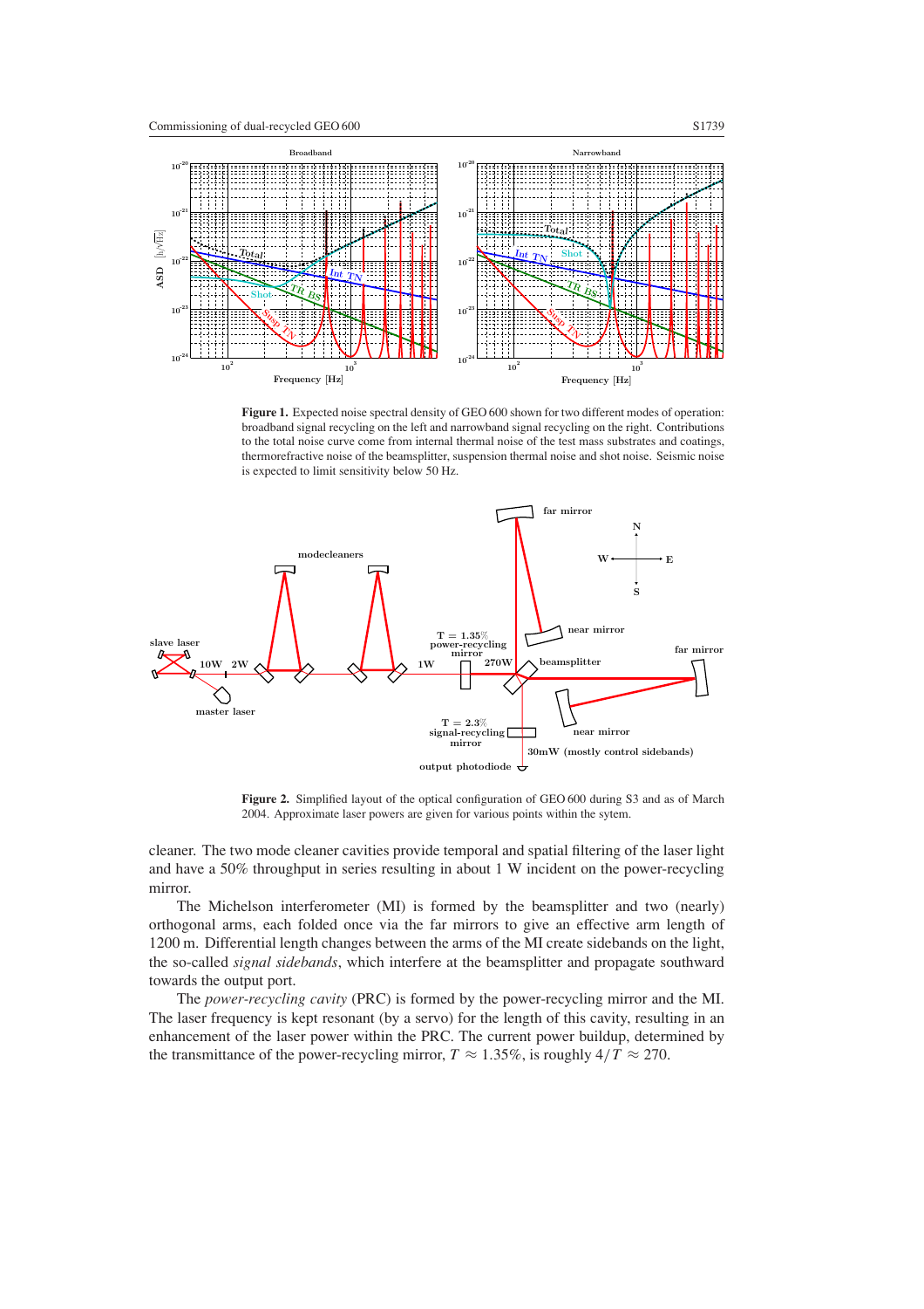**Figure 1.** Expected noise spectral density of GEO 600 shown for two different modes of operation: broadband signal recycling on the left and narrowband signal recycling on the right. Contributions to the total noise curve come from internal thermal noise of the test mass substrates and coatings, thermorefractive noise of the beamsplitter, suspension thermal noise and shot noise. Seismic noise is expected to limit sensitivity below 50 Hz.

**Figure 2.** Simplified layout of the optical configuration of GEO 600 during S3 and as of March 2004. Approximate laser powers are given for various points within the sytem.

cleaner. The two mode cleaner cavities provide temporal and spatial filtering of the laser light and have a 50% throughput in series resulting in about 1 W incident on the power-recycling mirror.

The Michelson interferometer (MI) is formed by the beamsplitter and two (nearly) orthogonal arms, each folded once via the far mirrors to give an effective arm length of 1200 m. Differential length changes between the arms of the MI create sidebands on the light, the so-called *signal sidebands*, which interfere at the beamsplitter and propagate southward towards the output port.

The *power-recycling cavity* (PRC) is formed by the power-recycling mirror and the MI. The laser frequency is kept resonant (by a servo) for the length of this cavity, resulting in an enhancement of the laser power within the PRC. The current power buildup, determined by the transmittance of the power-recycling mirror, $T \approx 1.35\%$, is roughly $4/T \approx 270$.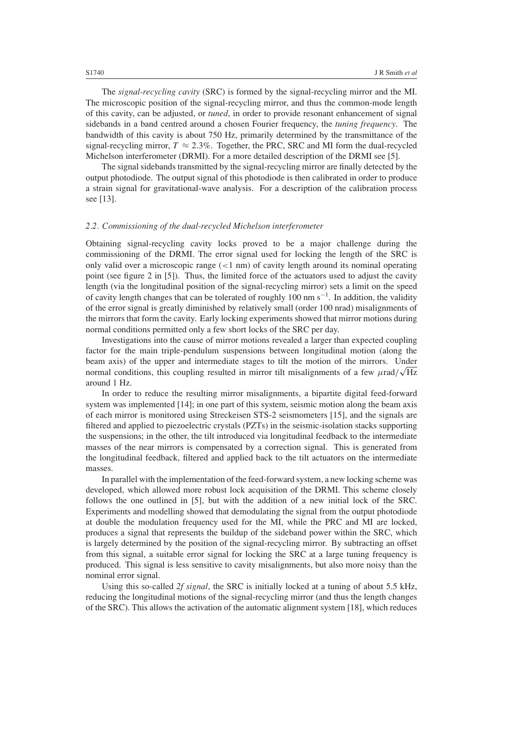The *signal-recycling cavity* (SRC) is formed by the signal-recycling mirror and the MI. The microscopic position of the signal-recycling mirror, and thus the common-mode length of this cavity, can be adjusted, or *tuned*, in order to provide resonant enhancement of signal sidebands in a band centred around a chosen Fourier frequency, the *tuning frequency*. The bandwidth of this cavity is about 750 Hz, primarily determined by the transmittance of the signal-recycling mirror, $T \approx 2.3\%$. Together, the PRC, SRC and MI form the dual-recycled Michelson interferometer (DRMI). For a more detailed description of the DRMI see [5].

The signal sidebands transmitted by the signal-recycling mirror are finally detected by the output photodiode. The output signal of this photodiode is then calibrated in order to produce a strain signal for gravitational-wave analysis. For a description of the calibration process see [13].

### *2.2. Commissioning of the dual-recycled Michelson interferometer*

Obtaining signal-recycling cavity locks proved to be a major challenge during the commissioning of the DRMI. The error signal used for locking the length of the SRC is only valid over a microscopic range (<1 nm) of cavity length around its nominal operating point (see figure 2 in [5]). Thus, the limited force of the actuators used to adjust the cavity length (via the longitudinal position of the signal-recycling mirror) sets a limit on the speed of cavity length changes that can be tolerated of roughly 100 nm $\mathrm{s}^{-1}$. In addition, the validity of the error signal is greatly diminished by relatively small (order 100 nrad) misalignments of the mirrors that form the cavity. Early locking experiments showed that mirror motions during normal conditions permitted only a few short locks of the SRC per day.

Investigations into the cause of mirror motions revealed a larger than expected coupling factor for the main triple-pendulum suspensions between longitudinal motion (along the beam axis) of the upper and intermediate stages to tilt the motion of the mirrors. Under normal conditions, this coupling resulted in mirror tilt misalignments of a few $\mu\mathrm{rad}/\sqrt{\mathrm{Hz}}$ around 1 Hz.

In order to reduce the resulting mirror misalignments, a bipartite digital feed-forward system was implemented [14]; in one part of this system, seismic motion along the beam axis of each mirror is monitored using Streckeisen STS-2 seismometers [15], and the signals are filtered and applied to piezoelectric crystals (PZTs) in the seismic-isolation stacks supporting the suspensions; in the other, the tilt introduced via longitudinal feedback to the intermediate masses of the near mirrors is compensated by a correction signal. This is generated from the longitudinal feedback, filtered and applied back to the tilt actuators on the intermediate masses.

In parallel with the implementation of the feed-forward system, a new locking scheme was developed, which allowed more robust lock acquisition of the DRMI. This scheme closely follows the one outlined in [5], but with the addition of a new initial lock of the SRC. Experiments and modelling showed that demodulating the signal from the output photodiode at double the modulation frequency used for the MI, while the PRC and MI are locked, produces a signal that represents the buildup of the sideband power within the SRC, which is largely determined by the position of the signal-recycling mirror. By subtracting an offset from this signal, a suitable error signal for locking the SRC at a large tuning frequency is produced. This signal is less sensitive to cavity misalignments, but also more noisy than the nominal error signal.

Using this so-called *2f signal*, the SRC is initially locked at a tuning of about 5.5 kHz, reducing the longitudinal motions of the signal-recycling mirror (and thus the length changes of the SRC). This allows the activation of the automatic alignment system [18], which reduces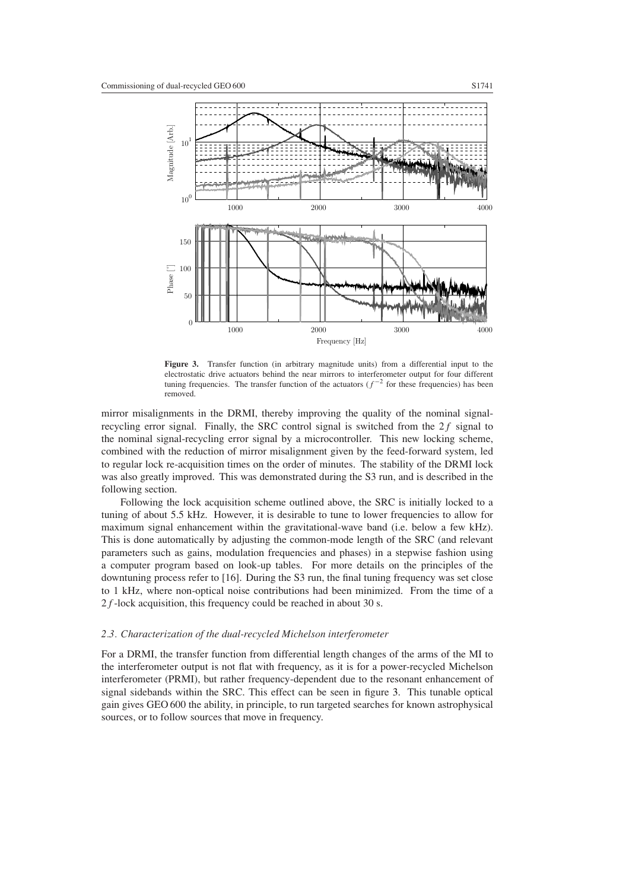**Figure 3.** Transfer function (in arbitrary magnitude units) from a differential input to the electrostatic drive actuators behind the near mirrors to interferometer output for four different tuning frequencies. The transfer function of the actuators ($f^{-2}$ for these frequencies) has been removed.

mirror misalignments in the DRMI, thereby improving the quality of the nominal signal-recycling error signal. Finally, the SRC control signal is switched from the $2f$ signal to the nominal signal-recycling error signal by a microcontroller. This new locking scheme, combined with the reduction of mirror misalignment given by the feed-forward system, led to regular lock re-acquisition times on the order of minutes. The stability of the DRMI lock was also greatly improved. This was demonstrated during the S3 run, and is described in the following section.

Following the lock acquisition scheme outlined above, the SRC is initially locked to a tuning of about 5.5 kHz. However, it is desirable to tune to lower frequencies to allow for maximum signal enhancement within the gravitational-wave band (i.e. below a few kHz). This is done automatically by adjusting the common-mode length of the SRC (and relevant parameters such as gains, modulation frequencies and phases) in a stepwise fashion using a computer program based on look-up tables. For more details on the principles of the downtuning process refer to [16]. During the S3 run, the final tuning frequency was set close to 1 kHz, where non-optical noise contributions had been minimized. From the time of a $2f$-lock acquisition, this frequency could be reached in about 30 s.

### *2.3. Characterization of the dual-recycled Michelson interferometer*

For a DRMI, the transfer function from differential length changes of the arms of the MI to the interferometer output is not flat with frequency, as it is for a power-recycled Michelson interferometer (PRMI), but rather frequency-dependent due to the resonant enhancement of signal sidebands within the SRC. This effect can be seen in figure 3. This tunable optical gain gives GEO 600 the ability, in principle, to run targeted searches for known astrophysical sources, or to follow sources that move in frequency.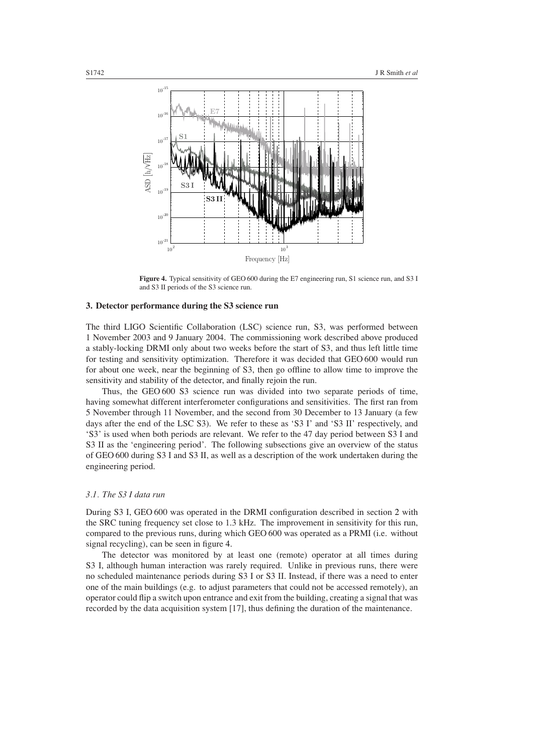**Figure 4.** Typical sensitivity of GEO 600 during the E7 engineering run, S1 science run, and S3 I and S3 II periods of the S3 science run.

## 3. Detector performance during the S3 science run

The third LIGO Scientific Collaboration (LSC) science run, S3, was performed between 1 November 2003 and 9 January 2004. The commissioning work described above produced a stably-locking DRMI only about two weeks before the start of S3, and thus left little time for testing and sensitivity optimization. Therefore it was decided that GEO 600 would run for about one week, near the beginning of S3, then go offline to allow time to improve the sensitivity and stability of the detector, and finally rejoin the run.

Thus, the GEO 600 S3 science run was divided into two separate periods of time, having somewhat different interferometer configurations and sensitivities. The first ran from 5 November through 11 November, and the second from 30 December to 13 January (a few days after the end of the LSC S3). We refer to these as 'S3 I' and 'S3 II' respectively, and 'S3' is used when both periods are relevant. We refer to the 47 day period between S3 I and S3 II as the 'engineering period'. The following subsections give an overview of the status of GEO 600 during S3 I and S3 II, as well as a description of the work undertaken during the engineering period.

### *3.1. The S3 I data run*

During S3 I, GEO 600 was operated in the DRMI configuration described in section 2 with the SRC tuning frequency set close to 1.3 kHz. The improvement in sensitivity for this run, compared to the previous runs, during which GEO 600 was operated as a PRMI (i.e. without signal recycling), can be seen in figure 4.

The detector was monitored by at least one (remote) operator at all times during S3 I, although human interaction was rarely required. Unlike in previous runs, there were no scheduled maintenance periods during S3 I or S3 II. Instead, if there was a need to enter one of the main buildings (e.g. to adjust parameters that could not be accessed remotely), an operator could flip a switch upon entrance and exit from the building, creating a signal that was recorded by the data acquisition system [17], thus defining the duration of the maintenance.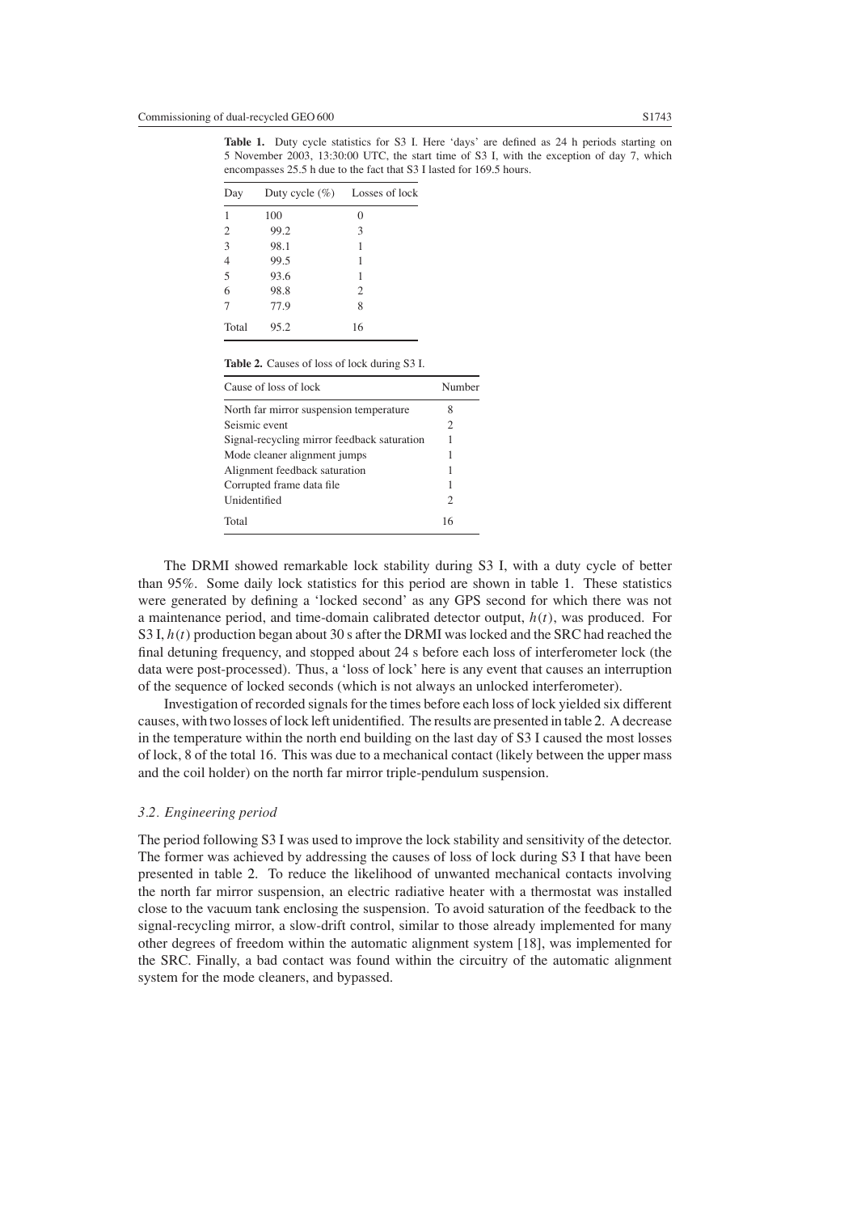**Table 1.** Duty cycle statistics for S3 I. Here 'days' are defined as 24 h periods starting on 5 November 2003, 13:30:00 UTC, the start time of S3 I, with the exception of day 7, which encompasses 25.5 h due to the fact that S3 I lasted for 169.5 hours.

| Day | Duty cycle (%) | Losses of lock |
|---|---|---|
| 1 | 100 | 0 |
| 2 | 99.2 | 3 |
| 3 | 98.1 | 1 |
| 4 | 99.5 | 1 |
| 5 | 93.6 | 1 |
| 6 | 98.8 | 2 |
| 7 | 77.9 | 8 |
| Total | 95.2 | 16 |

**Table 2.** Causes of loss of lock during S3 I.

| Cause of loss of lock | Number |
|---|---|
| North far mirror suspension temperature | 8 |
| Seismic event | 2 |
| Signal-recycling mirror feedback saturation | 1 |
| Mode cleaner alignment jumps | 1 |
| Alignment feedback saturation | 1 |
| Corrupted frame data file | 1 |
| Unidentified | 2 |
| Total | 16 |

The DRMI showed remarkable lock stability during S3 I, with a duty cycle of better than 95%. Some daily lock statistics for this period are shown in table 1. These statistics were generated by defining a 'locked second' as any GPS second for which there was not a maintenance period, and time-domain calibrated detector output, $h(t)$, was produced. For S3 I, $h(t)$ production began about 30 s after the DRMI was locked and the SRC had reached the final detuning frequency, and stopped about 24 s before each loss of interferometer lock (the data were post-processed). Thus, a 'loss of lock' here is any event that causes an interruption of the sequence of locked seconds (which is not always an unlocked interferometer).

Investigation of recorded signals for the times before each loss of lock yielded six different causes, with two losses of lock left unidentified. The results are presented in table 2. A decrease in the temperature within the north end building on the last day of S3 I caused the most losses of lock, 8 of the total 16. This was due to a mechanical contact (likely between the upper mass and the coil holder) on the north far mirror triple-pendulum suspension.

### *3.2. Engineering period*

The period following S3 I was used to improve the lock stability and sensitivity of the detector. The former was achieved by addressing the causes of loss of lock during S3 I that have been presented in table 2. To reduce the likelihood of unwanted mechanical contacts involving the north far mirror suspension, an electric radiative heater with a thermostat was installed close to the vacuum tank enclosing the suspension. To avoid saturation of the feedback to the signal-recycling mirror, a slow-drift control, similar to those already implemented for many other degrees of freedom within the automatic alignment system [18], was implemented for the SRC. Finally, a bad contact was found within the circuitry of the automatic alignment system for the mode cleaners, and bypassed.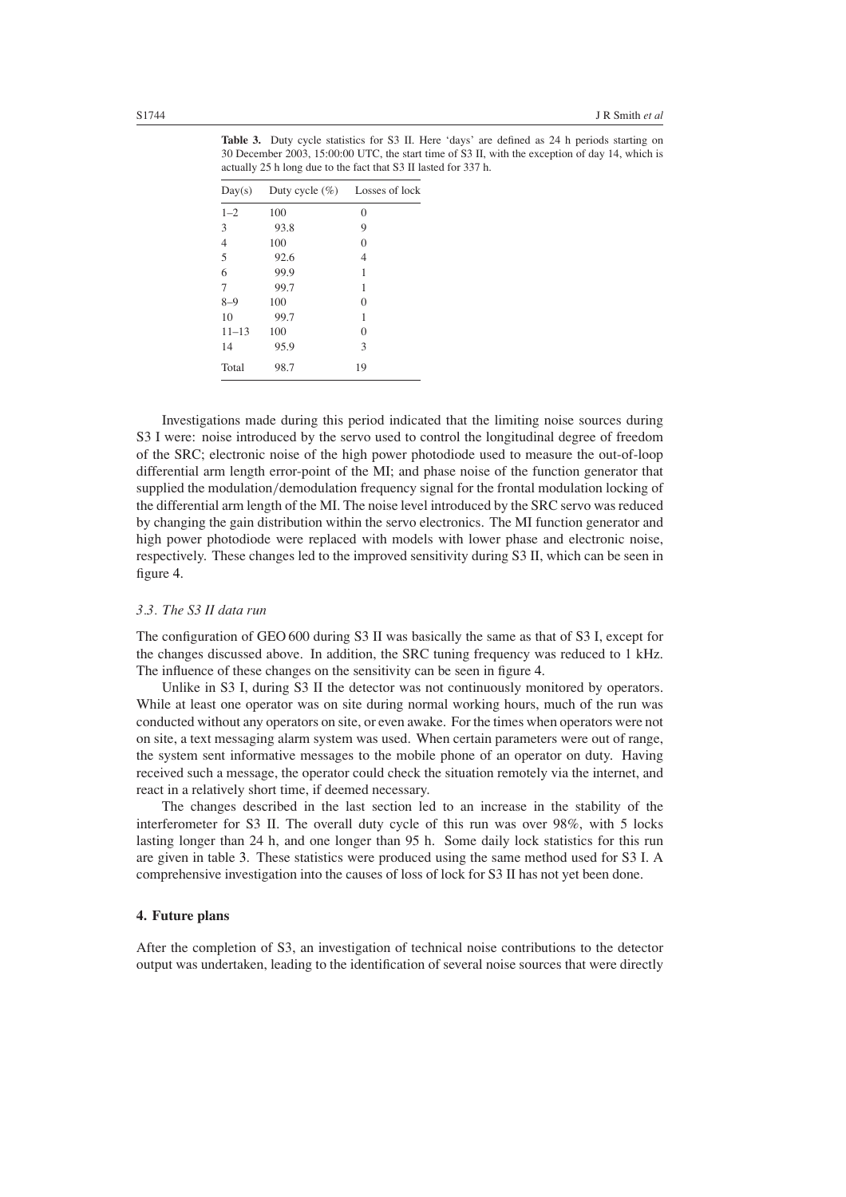**Table 3.** Duty cycle statistics for S3 II. Here 'days' are defined as 24 h periods starting on 30 December 2003, 15:00:00 UTC, the start time of S3 II, with the exception of day 14, which is actually 25 h long due to the fact that S3 II lasted for 337 h.

| Day(s) | Duty cycle (%) | Losses of lock |
|---|---|---|
| 1–2 | 100 | 0 |
| 3 | 93.8 | 9 |
| 4 | 100 | 0 |
| 5 | 92.6 | 4 |
| 6 | 99.9 | 1 |
| 7 | 99.7 | 1 |
| 8–9 | 100 | 0 |
| 10 | 99.7 | 1 |
| 11–13 | 100 | 0 |
| 14 | 95.9 | 3 |
| Total | 98.7 | 19 |

Investigations made during this period indicated that the limiting noise sources during S3 I were: noise introduced by the servo used to control the longitudinal degree of freedom of the SRC; electronic noise of the high power photodiode used to measure the out-of-loop differential arm length error-point of the MI; and phase noise of the function generator that supplied the modulation/demodulation frequency signal for the frontal modulation locking of the differential arm length of the MI. The noise level introduced by the SRC servo was reduced by changing the gain distribution within the servo electronics. The MI function generator and high power photodiode were replaced with models with lower phase and electronic noise, respectively. These changes led to the improved sensitivity during S3 II, which can be seen in figure 4.

### *3.3. The S3 II data run*

The configuration of GEO 600 during S3 II was basically the same as that of S3 I, except for the changes discussed above. In addition, the SRC tuning frequency was reduced to 1 kHz. The influence of these changes on the sensitivity can be seen in figure 4.

Unlike in S3 I, during S3 II the detector was not continuously monitored by operators. While at least one operator was on site during normal working hours, much of the run was conducted without any operators on site, or even awake. For the times when operators were not on site, a text messaging alarm system was used. When certain parameters were out of range, the system sent informative messages to the mobile phone of an operator on duty. Having received such a message, the operator could check the situation remotely via the internet, and react in a relatively short time, if deemed necessary.

The changes described in the last section led to an increase in the stability of the interferometer for S3 II. The overall duty cycle of this run was over 98%, with 5 locks lasting longer than 24 h, and one longer than 95 h. Some daily lock statistics for this run are given in table 3. These statistics were produced using the same method used for S3 I. A comprehensive investigation into the causes of loss of lock for S3 II has not yet been done.

## 4. Future plans

After the completion of S3, an investigation of technical noise contributions to the detector output was undertaken, leading to the identification of several noise sources that were directly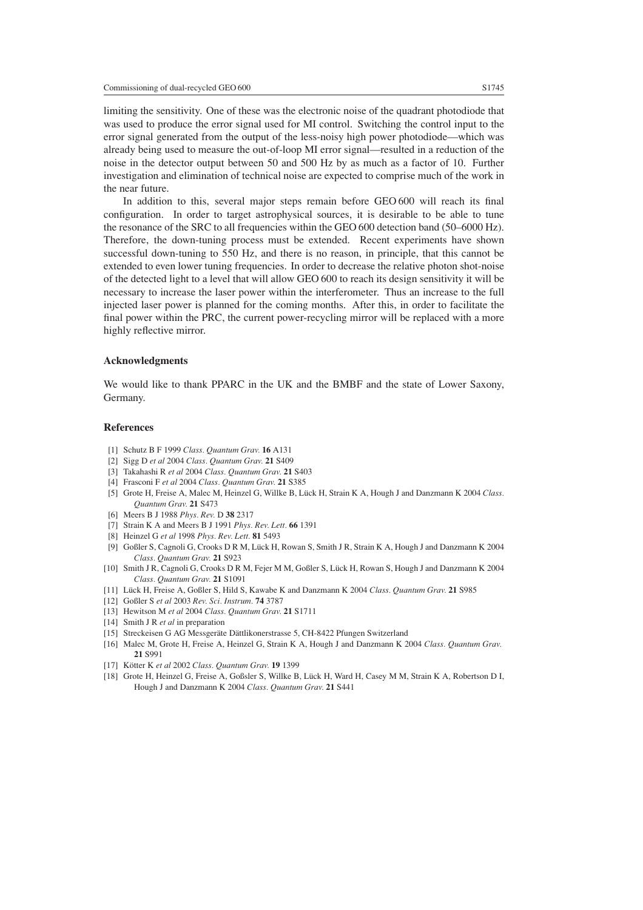limiting the sensitivity. One of these was the electronic noise of the quadrant photodiode that was used to produce the error signal used for MI control. Switching the control input to the error signal generated from the output of the less-noisy high power photodiode—which was already being used to measure the out-of-loop MI error signal—resulted in a reduction of the noise in the detector output between 50 and 500 Hz by as much as a factor of 10. Further investigation and elimination of technical noise are expected to comprise much of the work in the near future.

In addition to this, several major steps remain before GEO 600 will reach its final configuration. In order to target astrophysical sources, it is desirable to be able to tune the resonance of the SRC to all frequencies within the GEO 600 detection band (50–6000 Hz). Therefore, the down-tuning process must be extended. Recent experiments have shown successful down-tuning to 550 Hz, and there is no reason, in principle, that this cannot be extended to even lower tuning frequencies. In order to decrease the relative photon shot-noise of the detected light to a level that will allow GEO 600 to reach its design sensitivity it will be necessary to increase the laser power within the interferometer. Thus an increase to the full injected laser power is planned for the coming months. After this, in order to facilitate the final power within the PRC, the current power-recycling mirror will be replaced with a more highly reflective mirror.

## Acknowledgments

We would like to thank PPARC in the UK and the BMBF and the state of Lower Saxony, Germany.

## References

[1] Schutz B F 1999 *Class. Quantum Grav.* **16** A131

[2] Sigg D *et al* 2004 *Class. Quantum Grav.* **21** S409

[3] Takahashi R *et al* 2004 *Class. Quantum Grav.* **21** S403

[4] Frasconi F *et al* 2004 *Class. Quantum Grav.* **21** S385

[5] Grote H, Freise A, Malec M, Heinzel G, Willke B, Lück H, Strain K A, Hough J and Danzmann K 2004 *Class. Quantum Grav.* **21** S473

[6] Meers B J 1988 *Phys. Rev.* D **38** 2317

[7] Strain K A and Meers B J 1991 *Phys. Rev. Lett.* **66** 1391

[8] Heinzel G *et al* 1998 *Phys. Rev. Lett.* **81** 5493

[9] Goßler S, Cagnoli G, Crooks D R M, Lück H, Rowan S, Smith J R, Strain K A, Hough J and Danzmann K 2004 *Class. Quantum Grav.* **21** S923

[10] Smith J R, Cagnoli G, Crooks D R M, Fejer M M, Goßler S, Lück H, Rowan S, Hough J and Danzmann K 2004 *Class. Quantum Grav.* **21** S1091

[11] Lück H, Freise A, Goßler S, Hild S, Kawabe K and Danzmann K 2004 *Class. Quantum Grav.* **21** S985

[12] Goßler S *et al* 2003 *Rev. Sci. Instrum.* **74** 3787

[13] Hewitson M *et al* 2004 *Class. Quantum Grav.* **21** S1711

[14] Smith J R *et al* in preparation

[15] Streckeisen G AG Messgeräte Dättlikonerstrasse 5, CH-8422 Pfungen Switzerland

[16] Malec M, Grote H, Freise A, Heinzel G, Strain K A, Hough J and Danzmann K 2004 *Class. Quantum Grav.* **21** S991

[17] Kötter K *et al* 2002 *Class. Quantum Grav.* **19** 1399

[18] Grote H, Heinzel G, Freise A, Goßler S, Willke B, Lück H, Ward H, Casey M M, Strain K A, Robertson D I, Hough J and Danzmann K 2004 *Class. Quantum Grav.* **21** S441